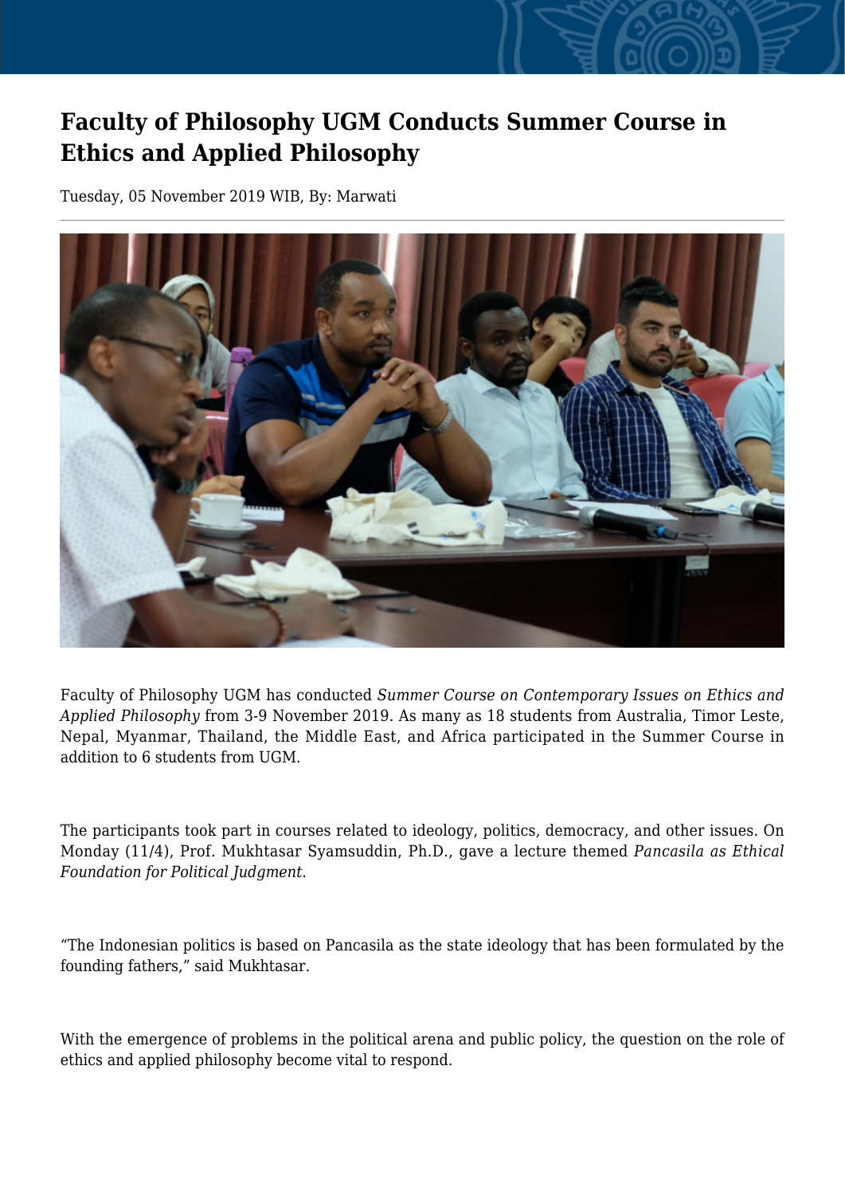# Faculty of Philosophy UGM Conducts Summer Course in Ethics and Applied Philosophy

Tuesday, 05 November 2019 WIB, By: Marwati

Faculty of Philosophy UGM has conducted *Summer Course on Contemporary Issues on Ethics and Applied Philosophy* from 3-9 November 2019. As many as 18 students from Australia, Timor Leste, Nepal, Myanmar, Thailand, the Middle East, and Africa participated in the Summer Course in addition to 6 students from UGM.

The participants took part in courses related to ideology, politics, democracy, and other issues. On Monday (11/4), Prof. Mukhtasar Syamsuddin, Ph.D., gave a lecture themed *Pancasila as Ethical Foundation for Political Judgment*.

“The Indonesian politics is based on Pancasila as the state ideology that has been formulated by the founding fathers,” said Mukhtasar.

With the emergence of problems in the political arena and public policy, the question on the role of ethics and applied philosophy become vital to respond.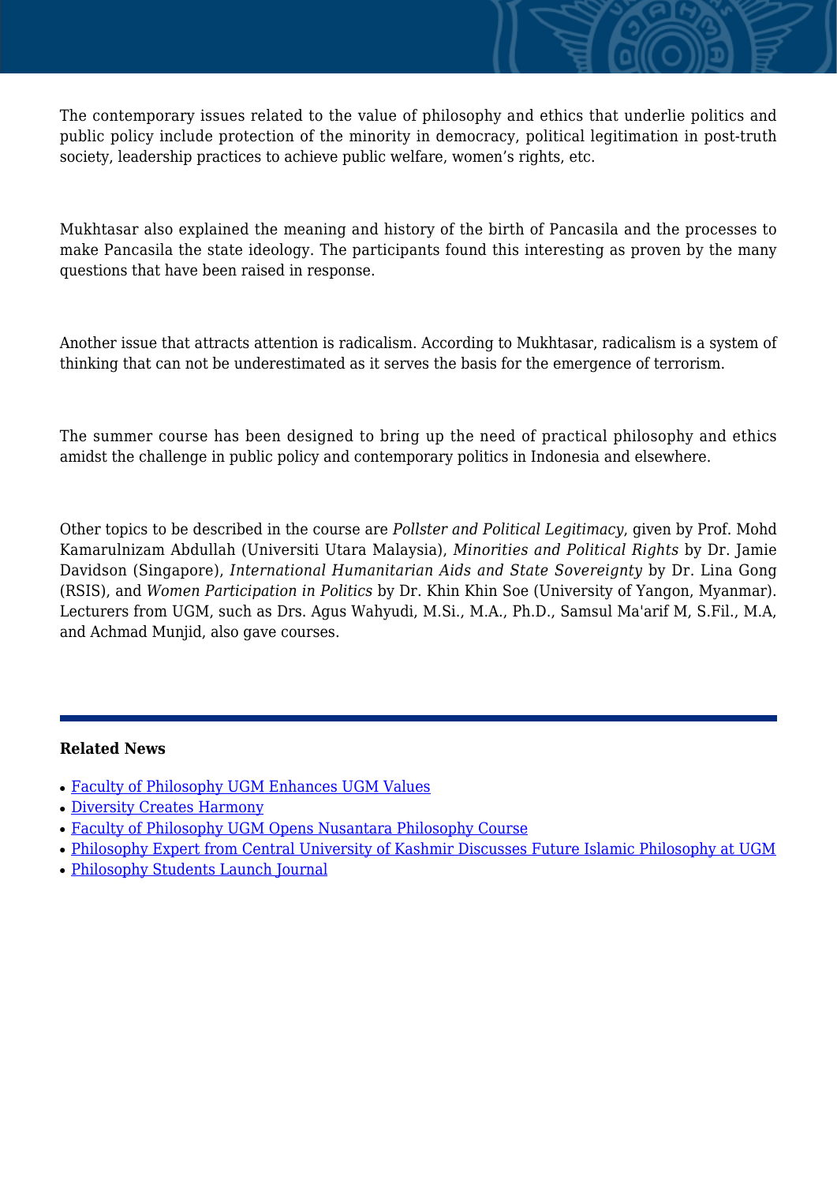The contemporary issues related to the value of philosophy and ethics that underlie politics and public policy include protection of the minority in democracy, political legitimation in post-truth society, leadership practices to achieve public welfare, women's rights, etc.

Mukhtasar also explained the meaning and history of the birth of Pancasila and the processes to make Pancasila the state ideology. The participants found this interesting as proven by the many questions that have been raised in response.

Another issue that attracts attention is radicalism. According to Mukhtasar, radicalism is a system of thinking that can not be underestimated as it serves the basis for the emergence of terrorism.

The summer course has been designed to bring up the need of practical philosophy and ethics amidst the challenge in public policy and contemporary politics in Indonesia and elsewhere.

Other topics to be described in the course are *Pollster and Political Legitimacy*, given by Prof. Mohd Kamarulnizam Abdullah (Universiti Utara Malaysia), *Minorities and Political Rights* by Dr. Jamie Davidson (Singapore), *International Humanitarian Aids and State Sovereignty* by Dr. Lina Gong (RSIS), and *Women Participation in Politics* by Dr. Khin Khin Soe (University of Yangon, Myanmar). Lecturers from UGM, such as Drs. Agus Wahyudi, M.Si., M.A., Ph.D., Samsul Ma'arif M, S.Fil., M.A, and Achmad Munjid, also gave courses.

---

**Related News**

- Faculty of Philosophy UGM Enhances UGM Values
- Diversity Creates Harmony
- Faculty of Philosophy UGM Opens Nusantara Philosophy Course
- Philosophy Expert from Central University of Kashmir Discusses Future Islamic Philosophy at UGM
- Philosophy Students Launch Journal